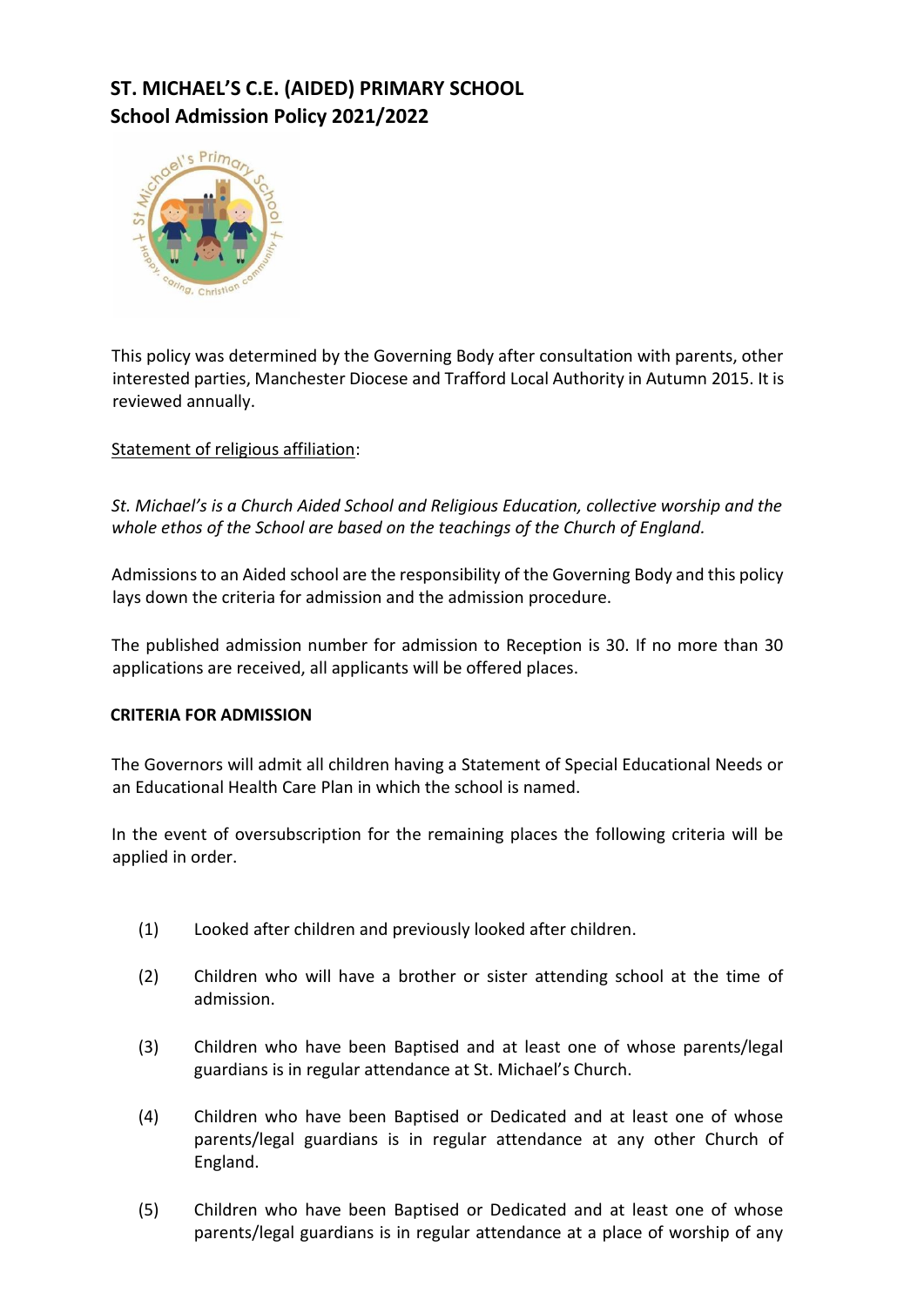# ST. MICHAEL'S C.E. (AIDED) PRIMARY SCHOOL
## School Admission Policy 2021/2022

This policy was determined by the Governing Body after consultation with parents, other interested parties, Manchester Diocese and Trafford Local Authority in Autumn 2015. It is reviewed annually.

Statement of religious affiliation:

*St. Michael's is a Church Aided School and Religious Education, collective worship and the whole ethos of the School are based on the teachings of the Church of England.*

Admissions to an Aided school are the responsibility of the Governing Body and this policy lays down the criteria for admission and the admission procedure.

The published admission number for admission to Reception is 30. If no more than 30 applications are received, all applicants will be offered places.

**CRITERIA FOR ADMISSION**

The Governors will admit all children having a Statement of Special Educational Needs or an Educational Health Care Plan in which the school is named.

In the event of oversubscription for the remaining places the following criteria will be applied in order.

(1) Looked after children and previously looked after children.

(2) Children who will have a brother or sister attending school at the time of admission.

(3) Children who have been Baptised and at least one of whose parents/legal guardians is in regular attendance at St. Michael's Church.

(4) Children who have been Baptised or Dedicated and at least one of whose parents/legal guardians is in regular attendance at any other Church of England.

(5) Children who have been Baptised or Dedicated and at least one of whose parents/legal guardians is in regular attendance at a place of worship of any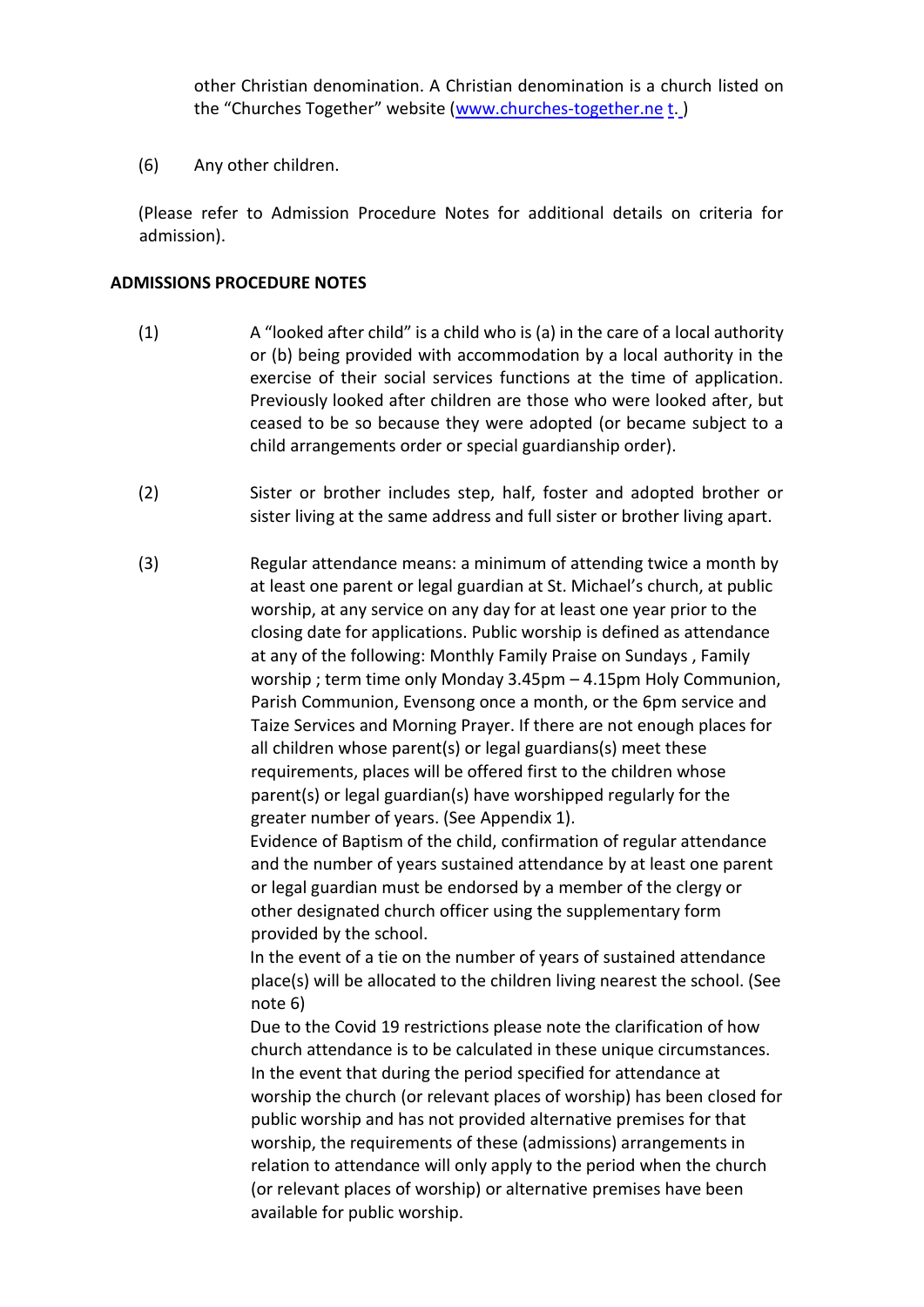other Christian denomination. A Christian denomination is a church listed on the "Churches Together" website (www.churches-together.ne t. )

(6) Any other children.

(Please refer to Admission Procedure Notes for additional details on criteria for admission).

**ADMISSIONS PROCEDURE NOTES**

(1) A "looked after child" is a child who is (a) in the care of a local authority or (b) being provided with accommodation by a local authority in the exercise of their social services functions at the time of application. Previously looked after children are those who were looked after, but ceased to be so because they were adopted (or became subject to a child arrangements order or special guardianship order).

(2) Sister or brother includes step, half, foster and adopted brother or sister living at the same address and full sister or brother living apart.

(3) Regular attendance means: a minimum of attending twice a month by at least one parent or legal guardian at St. Michael's church, at public worship, at any service on any day for at least one year prior to the closing date for applications. Public worship is defined as attendance at any of the following: Monthly Family Praise on Sundays , Family worship ; term time only Monday 3.45pm – 4.15pm Holy Communion, Parish Communion, Evensong once a month, or the 6pm service and Taize Services and Morning Prayer. If there are not enough places for all children whose parent(s) or legal guardians(s) meet these requirements, places will be offered first to the children whose parent(s) or legal guardian(s) have worshipped regularly for the greater number of years. (See Appendix 1).
Evidence of Baptism of the child, confirmation of regular attendance and the number of years sustained attendance by at least one parent or legal guardian must be endorsed by a member of the clergy or other designated church officer using the supplementary form provided by the school.
In the event of a tie on the number of years of sustained attendance place(s) will be allocated to the children living nearest the school. (See note 6)
Due to the Covid 19 restrictions please note the clarification of how church attendance is to be calculated in these unique circumstances. In the event that during the period specified for attendance at worship the church (or relevant places of worship) has been closed for public worship and has not provided alternative premises for that worship, the requirements of these (admissions) arrangements in relation to attendance will only apply to the period when the church (or relevant places of worship) or alternative premises have been available for public worship.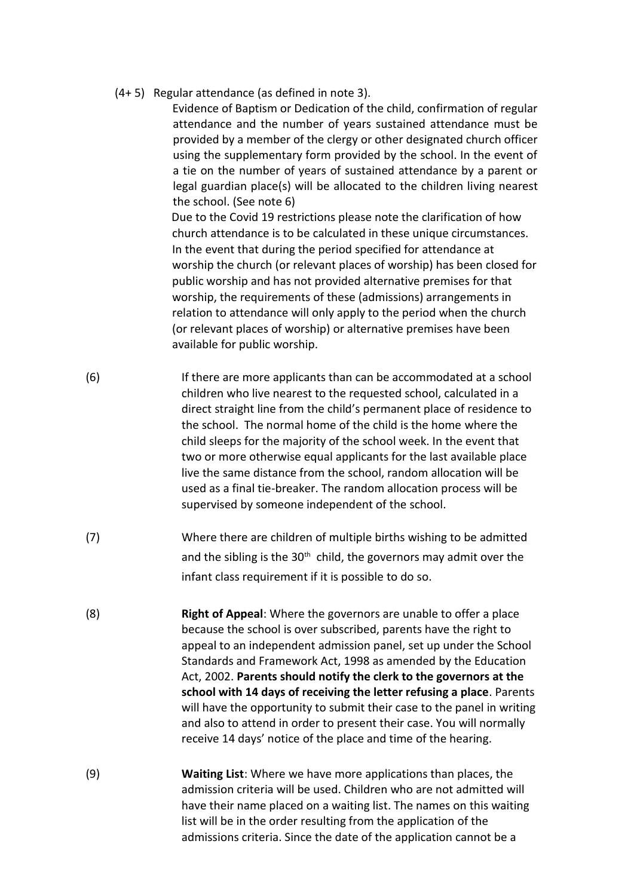(4+ 5) Regular attendance (as defined in note 3).

Evidence of Baptism or Dedication of the child, confirmation of regular attendance and the number of years sustained attendance must be provided by a member of the clergy or other designated church officer using the supplementary form provided by the school. In the event of a tie on the number of years of sustained attendance by a parent or legal guardian place(s) will be allocated to the children living nearest the school. (See note 6)

Due to the Covid 19 restrictions please note the clarification of how church attendance is to be calculated in these unique circumstances. In the event that during the period specified for attendance at worship the church (or relevant places of worship) has been closed for public worship and has not provided alternative premises for that worship, the requirements of these (admissions) arrangements in relation to attendance will only apply to the period when the church (or relevant places of worship) or alternative premises have been available for public worship.

(6) If there are more applicants than can be accommodated at a school children who live nearest to the requested school, calculated in a direct straight line from the child's permanent place of residence to the school. The normal home of the child is the home where the child sleeps for the majority of the school week. In the event that two or more otherwise equal applicants for the last available place live the same distance from the school, random allocation will be used as a final tie-breaker. The random allocation process will be supervised by someone independent of the school.

(7) Where there are children of multiple births wishing to be admitted and the sibling is the 30th child, the governors may admit over the infant class requirement if it is possible to do so.

(8) **Right of Appeal**: Where the governors are unable to offer a place because the school is over subscribed, parents have the right to appeal to an independent admission panel, set up under the School Standards and Framework Act, 1998 as amended by the Education Act, 2002. **Parents should notify the clerk to the governors at the school with 14 days of receiving the letter refusing a place**. Parents will have the opportunity to submit their case to the panel in writing and also to attend in order to present their case. You will normally receive 14 days' notice of the place and time of the hearing.

(9) **Waiting List**: Where we have more applications than places, the admission criteria will be used. Children who are not admitted will have their name placed on a waiting list. The names on this waiting list will be in the order resulting from the application of the admissions criteria. Since the date of the application cannot be a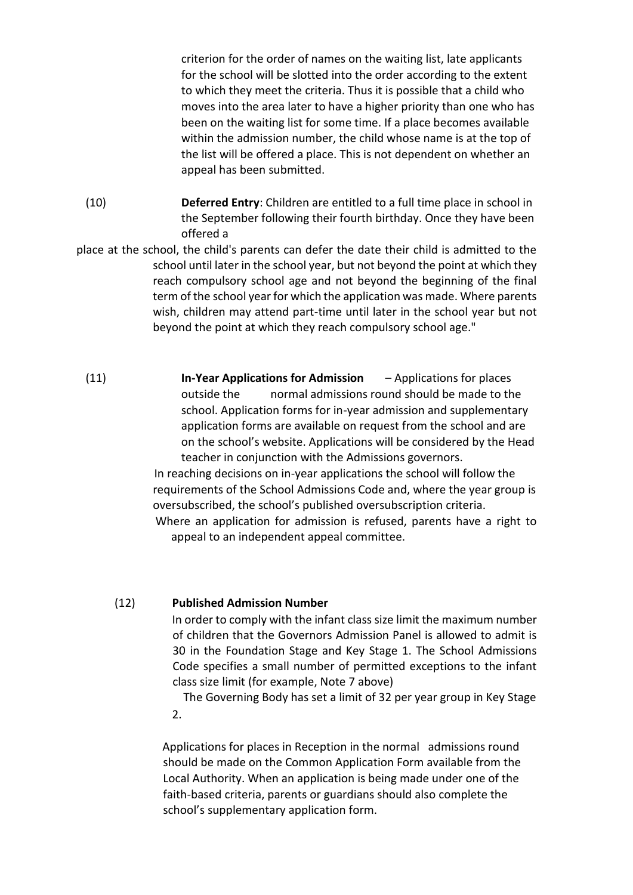criterion for the order of names on the waiting list, late applicants for the school will be slotted into the order according to the extent to which they meet the criteria. Thus it is possible that a child who moves into the area later to have a higher priority than one who has been on the waiting list for some time. If a place becomes available within the admission number, the child whose name is at the top of the list will be offered a place. This is not dependent on whether an appeal has been submitted.

(10) **Deferred Entry**: Children are entitled to a full time place in school in the September following their fourth birthday. Once they have been offered a place at the school, the child's parents can defer the date their child is admitted to the school until later in the school year, but not beyond the point at which they reach compulsory school age and not beyond the beginning of the final term of the school year for which the application was made. Where parents wish, children may attend part-time until later in the school year but not beyond the point at which they reach compulsory school age."

(11) **In-Year Applications for Admission** – Applications for places outside the normal admissions round should be made to the school. Application forms for in-year admission and supplementary application forms are available on request from the school and are on the school's website. Applications will be considered by the Head teacher in conjunction with the Admissions governors.

In reaching decisions on in-year applications the school will follow the requirements of the School Admissions Code and, where the year group is oversubscribed, the school's published oversubscription criteria.

Where an application for admission is refused, parents have a right to appeal to an independent appeal committee.

(12) **Published Admission Number**

In order to comply with the infant class size limit the maximum number of children that the Governors Admission Panel is allowed to admit is 30 in the Foundation Stage and Key Stage 1. The School Admissions Code specifies a small number of permitted exceptions to the infant class size limit (for example, Note 7 above)

The Governing Body has set a limit of 32 per year group in Key Stage 2.

Applications for places in Reception in the normal admissions round should be made on the Common Application Form available from the Local Authority. When an application is being made under one of the faith-based criteria, parents or guardians should also complete the school's supplementary application form.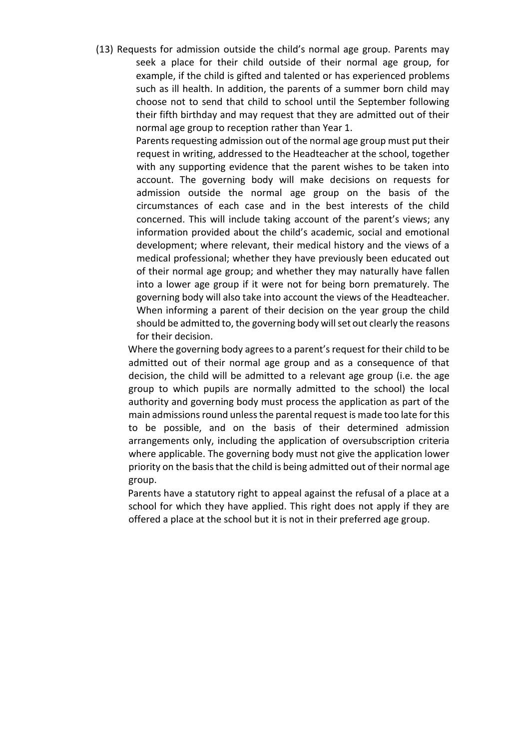(13) Requests for admission outside the child's normal age group. Parents may seek a place for their child outside of their normal age group, for example, if the child is gifted and talented or has experienced problems such as ill health. In addition, the parents of a summer born child may choose not to send that child to school until the September following their fifth birthday and may request that they are admitted out of their normal age group to reception rather than Year 1.

Parents requesting admission out of the normal age group must put their request in writing, addressed to the Headteacher at the school, together with any supporting evidence that the parent wishes to be taken into account. The governing body will make decisions on requests for admission outside the normal age group on the basis of the circumstances of each case and in the best interests of the child concerned. This will include taking account of the parent's views; any information provided about the child's academic, social and emotional development; where relevant, their medical history and the views of a medical professional; whether they have previously been educated out of their normal age group; and whether they may naturally have fallen into a lower age group if it were not for being born prematurely. The governing body will also take into account the views of the Headteacher. When informing a parent of their decision on the year group the child should be admitted to, the governing body will set out clearly the reasons for their decision.

Where the governing body agrees to a parent's request for their child to be admitted out of their normal age group and as a consequence of that decision, the child will be admitted to a relevant age group (i.e. the age group to which pupils are normally admitted to the school) the local authority and governing body must process the application as part of the main admissions round unless the parental request is made too late for this to be possible, and on the basis of their determined admission arrangements only, including the application of oversubscription criteria where applicable. The governing body must not give the application lower priority on the basis that the child is being admitted out of their normal age group.

Parents have a statutory right to appeal against the refusal of a place at a school for which they have applied. This right does not apply if they are offered a place at the school but it is not in their preferred age group.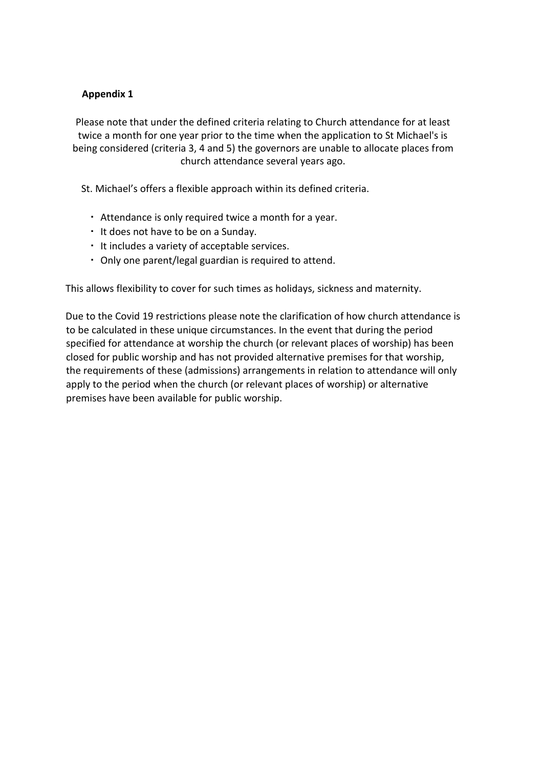**Appendix 1**

Please note that under the defined criteria relating to Church attendance for at least twice a month for one year prior to the time when the application to St Michael's is being considered (criteria 3, 4 and 5) the governors are unable to allocate places from church attendance several years ago.

St. Michael's offers a flexible approach within its defined criteria.

- Attendance is only required twice a month for a year.
- It does not have to be on a Sunday.
- It includes a variety of acceptable services.
- Only one parent/legal guardian is required to attend.

This allows flexibility to cover for such times as holidays, sickness and maternity.

Due to the Covid 19 restrictions please note the clarification of how church attendance is to be calculated in these unique circumstances. In the event that during the period specified for attendance at worship the church (or relevant places of worship) has been closed for public worship and has not provided alternative premises for that worship, the requirements of these (admissions) arrangements in relation to attendance will only apply to the period when the church (or relevant places of worship) or alternative premises have been available for public worship.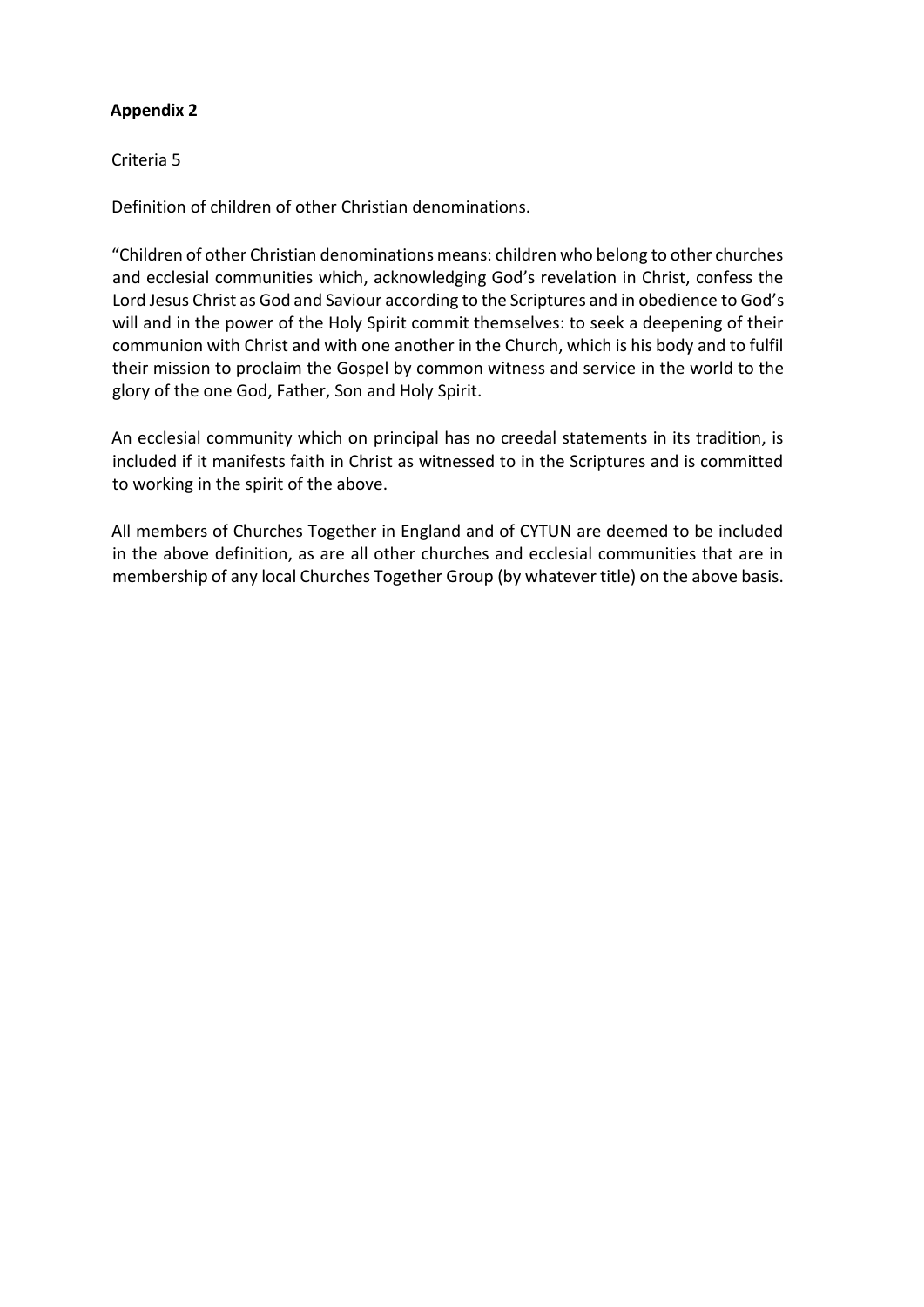**Appendix 2**

Criteria 5

Definition of children of other Christian denominations.

"Children of other Christian denominations means: children who belong to other churches and ecclesial communities which, acknowledging God's revelation in Christ, confess the Lord Jesus Christ as God and Saviour according to the Scriptures and in obedience to God's will and in the power of the Holy Spirit commit themselves: to seek a deepening of their communion with Christ and with one another in the Church, which is his body and to fulfil their mission to proclaim the Gospel by common witness and service in the world to the glory of the one God, Father, Son and Holy Spirit.

An ecclesial community which on principal has no creedal statements in its tradition, is included if it manifests faith in Christ as witnessed to in the Scriptures and is committed to working in the spirit of the above.

All members of Churches Together in England and of CYTUN are deemed to be included in the above definition, as are all other churches and ecclesial communities that are in membership of any local Churches Together Group (by whatever title) on the above basis.